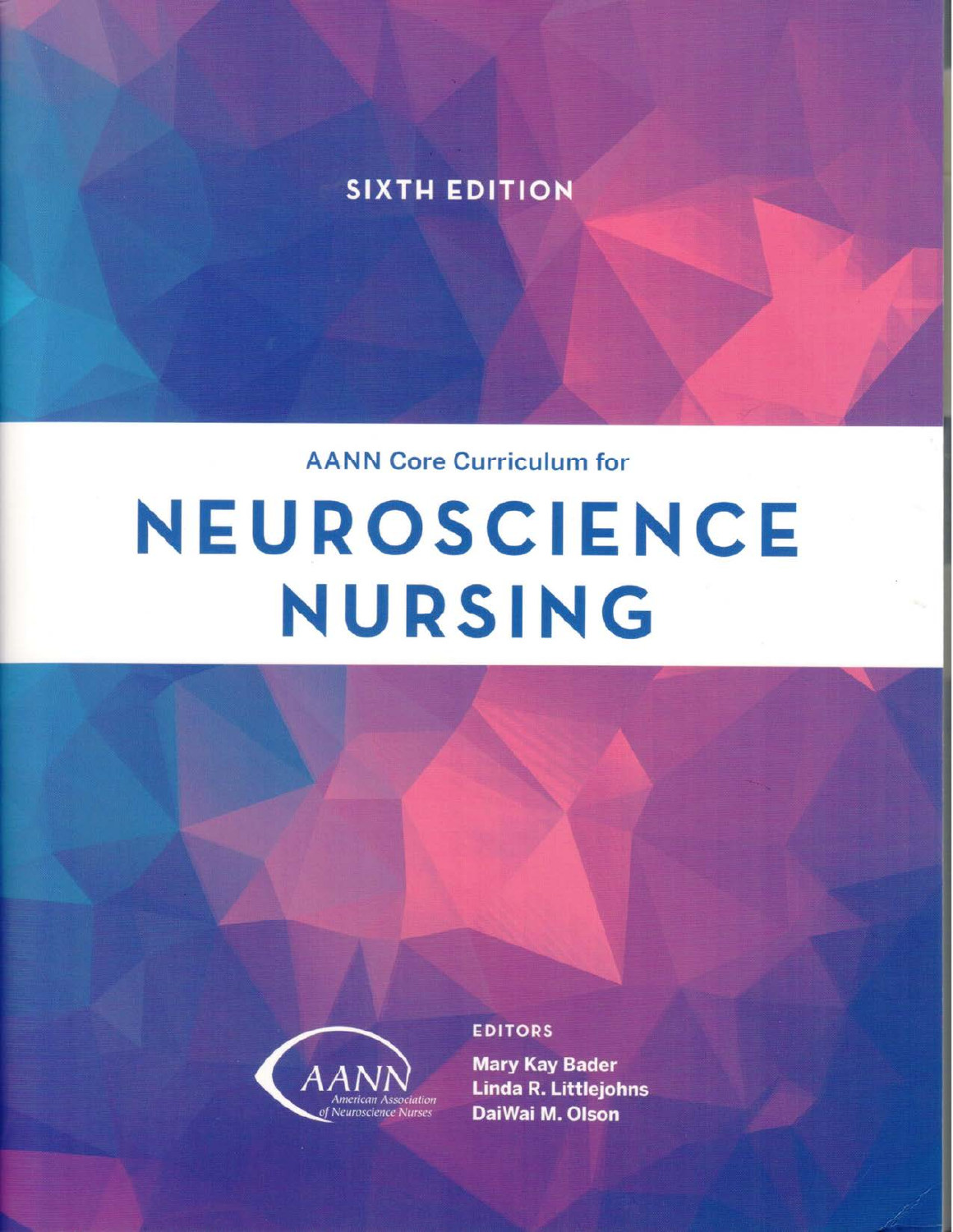SIXTH EDITION

AANN Core Curriculum for

# NEUROSCIENCE NURSING

AANN
American Association
of Neuroscience Nurses

EDITORS

**Mary Kay Bader**
**Linda R. Littlejohns**
**DaiWai M. Olson**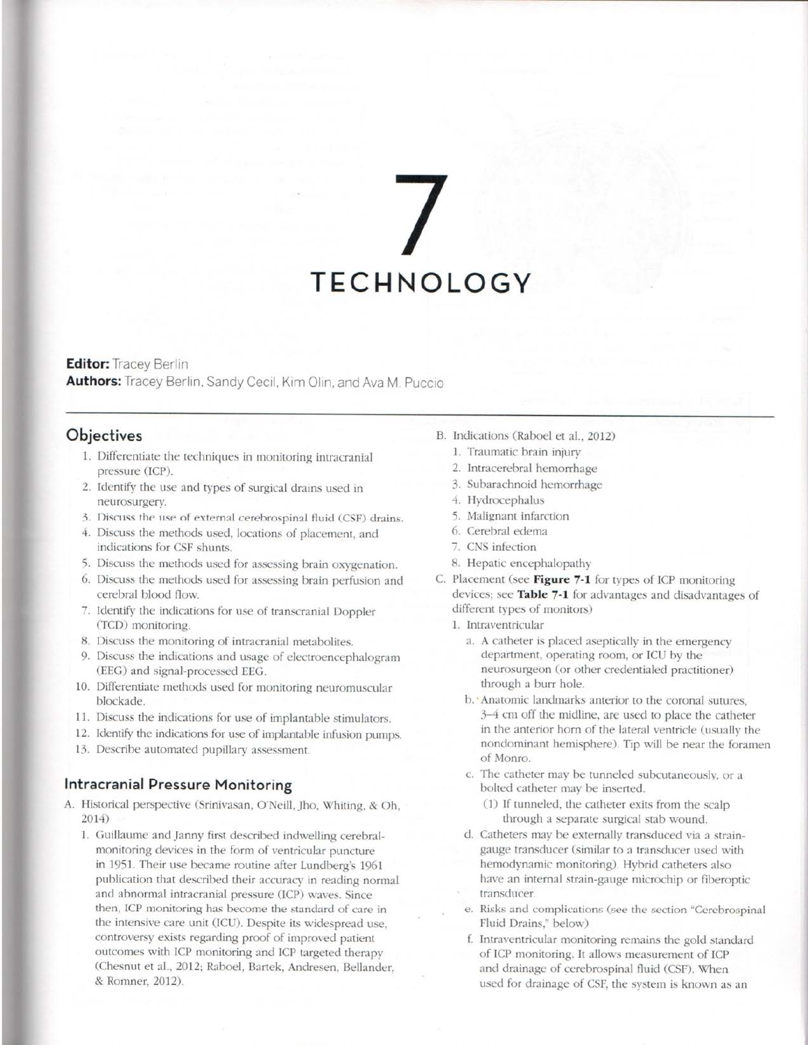# 7

# TECHNOLOGY

**Editor:** Tracey Berlin

**Authors:** Tracey Berlin, Sandy Cecil, Kim Olin, and Ava M. Puccio

## Objectives

1. Differentiate the techniques in monitoring intracranial pressure (ICP).
2. Identify the use and types of surgical drains used in neurosurgery.
3. Discuss the use of external cerebrospinal fluid (CSF) drains.
4. Discuss the methods used, locations of placement, and indications for CSF shunts.
5. Discuss the methods used for assessing brain oxygenation.
6. Discuss the methods used for assessing brain perfusion and cerebral blood flow.
7. Identify the indications for use of transcranial Doppler (TCD) monitoring.
8. Discuss the monitoring of intracranial metabolites.
9. Discuss the indications and usage of electroencephalogram (EEG) and signal-processed EEG.
10. Differentiate methods used for monitoring neuromuscular blockade.
11. Discuss the indications for use of implantable stimulators.
12. Identify the indications for use of implantable infusion pumps.
13. Describe automated pupillary assessment.

## Intracranial Pressure Monitoring

A. Historical perspective (Srinivasan, O'Neill, Jho, Whiting, & Oh, 2014)

1. Guillaume and Janny first described indwelling cerebral-monitoring devices in the form of ventricular puncture in 1951. Their use became routine after Lundberg's 1961 publication that described their accuracy in reading normal and abnormal intracranial pressure (ICP) waves. Since then, ICP monitoring has become the standard of care in the intensive care unit (ICU). Despite its widespread use, controversy exists regarding proof of improved patient outcomes with ICP monitoring and ICP targeted therapy (Chesnut et al., 2012; Raboel, Bartek, Andresen, Bellander, & Romner, 2012).

B. Indications (Raboel et al., 2012)

1. Traumatic brain injury
2. Intracerebral hemorrhage
3. Subarachnoid hemorrhage
4. Hydrocephalus
5. Malignant infarction
6. Cerebral edema
7. CNS infection
8. Hepatic encephalopathy

C. Placement (see **Figure 7-1** for types of ICP monitoring devices; see **Table 7-1** for advantages and disadvantages of different types of monitors)

1. Intraventricular
   a. A catheter is placed aseptically in the emergency department, operating room, or ICU by the neurosurgeon (or other credentialed practitioner) through a burr hole.
   b. Anatomic landmarks anterior to the coronal sutures, 3–4 cm off the midline, are used to place the catheter in the anterior horn of the lateral ventricle (usually the nondominant hemisphere). Tip will be near the foramen of Monro.
   c. The catheter may be tunneled subcutaneously, or a bolted catheter may be inserted.
      (1) If tunneled, the catheter exits from the scalp through a separate surgical stab wound.
   d. Catheters may be externally transduced via a strain-gauge transducer (similar to a transducer used with hemodynamic monitoring). Hybrid catheters also have an internal strain-gauge microchip or fiberoptic transducer.
   e. Risks and complications (see the section "Cerebrospinal Fluid Drains," below)
   f. Intraventricular monitoring remains the gold standard of ICP monitoring. It allows measurement of ICP and drainage of cerebrospinal fluid (CSF). When used for drainage of CSF, the system is known as an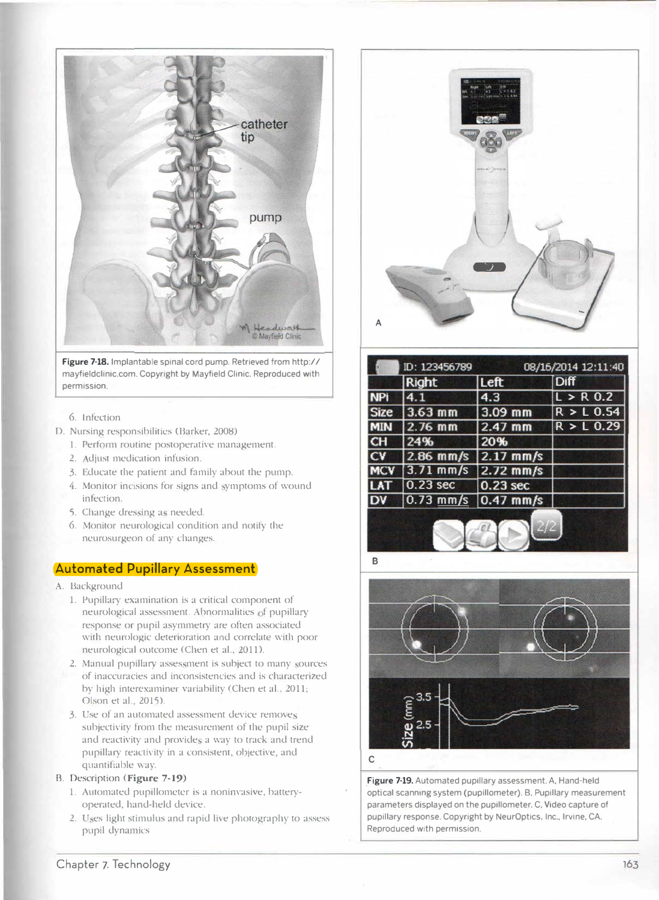Figure 7-18. Implantable spinal cord pump. Retrieved from http://mayfieldclinic.com. Copyright by Mayfield Clinic. Reproduced with permission.

6. Infection

D. Nursing responsibilities (Barker, 2008)
   1. Perform routine postoperative management.
   2. Adjust medication infusion.
   3. Educate the patient and family about the pump.
   4. Monitor incisions for signs and symptoms of wound infection.
   5. Change dressing as needed.
   6. Monitor neurological condition and notify the neurosurgeon of any changes.

## Automated Pupillary Assessment

A. Background
   1. Pupillary examination is a critical component of neurological assessment. Abnormalities of pupillary response or pupil asymmetry are often associated with neurologic deterioration and correlate with poor neurological outcome (Chen et al., 2011).
   2. Manual pupillary assessment is subject to many sources of inaccuracies and inconsistencies and is characterized by high interexaminer variability (Chen et al., 2011; Olson et al., 2015).
   3. Use of an automated assessment device removes subjectivity from the measurement of the pupil size and reactivity and provides a way to track and trend pupillary reactivity in a consistent, objective, and quantifiable way.

B. Description (**Figure 7-19**)
   1. Automated pupillometer is a noninvasive, battery-operated, hand-held device.
   2. Uses light stimulus and rapid live photography to assess pupil dynamics

Figure 7-19. Automated pupillary assessment. A, Hand-held optical scanning system (pupillometer). B, Pupillary measurement parameters displayed on the pupillometer. C, Video capture of pupillary response. Copyright by NeurOptics, Inc., Irvine, CA. Reproduced with permission.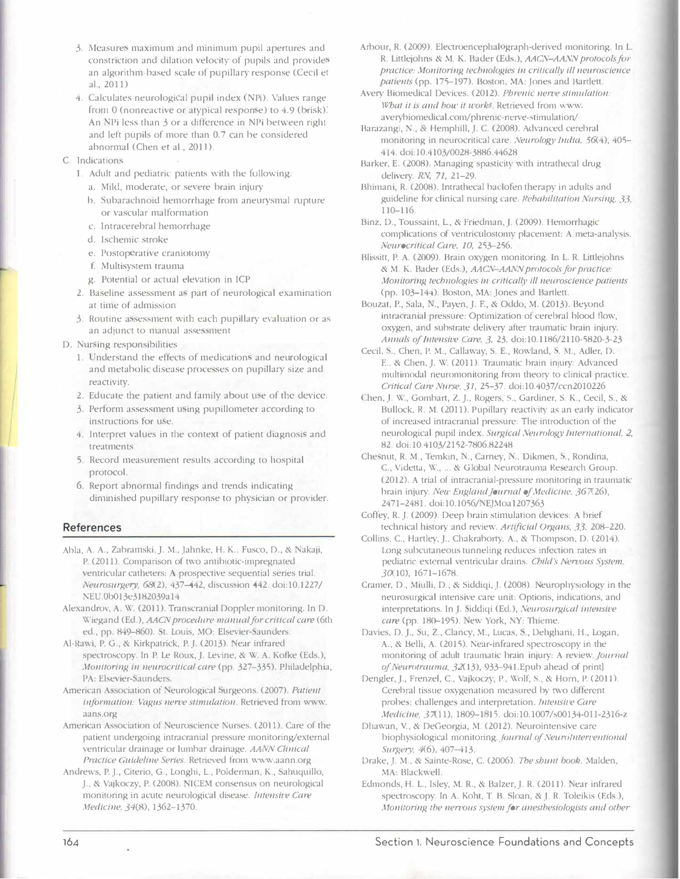3. Measures maximum and minimum pupil apertures and constriction and dilation velocity of pupils and provides an algorithm-based scale of pupillary response (Cecil et al., 2011)
4. Calculates neurological pupil index (NPi). Values range from 0 (nonreactive or atypical response) to 4.9 (brisk). An NPi less than 3 or a difference in NPi between right and left pupils of more than 0.7 can be considered abnormal (Chen et al., 2011).

C. Indications
1. Adult and pediatric patients with the following:
   a. Mild, moderate, or severe brain injury
   b. Subarachnoid hemorrhage from aneurysmal rupture or vascular malformation
   c. Intracerebral hemorrhage
   d. Ischemic stroke
   e. Postoperative craniotomy
   f. Multisystem trauma
   g. Potential or actual elevation in ICP
2. Baseline assessment as part of neurological examination at time of admission
3. Routine assessment with each pupillary evaluation or as an adjunct to manual assessment

D. Nursing responsibilities
1. Understand the effects of medications and neurological and metabolic disease processes on pupillary size and reactivity.
2. Educate the patient and family about use of the device.
3. Perform assessment using pupillometer according to instructions for use.
4. Interpret values in the context of patient diagnosis and treatments.
5. Record measurement results according to hospital protocol.
6. Report abnormal findings and trends indicating diminished pupillary response to physician or provider.

## References

Abla, A. A., Zabramski, J. M., Jahnke, H. K., Fusco, D., & Nakaji, P. (2011). Comparison of two antibiotic-impregnated ventricular catheters: A prospective sequential series trial. *Neurosurgery, 68*(2), 437–442, discussion 442. doi:10.1227/NEU.0b013e3182039a14

Alexandrov, A. W. (2011). Transcranial Doppler monitoring. In D. Wiegand (Ed.), *AACN procedure manual for critical care* (6th ed., pp. 849–860). St. Louis, MO: Elsevier-Saunders.

Al-Rawi, P. G., & Kirkpatrick, P. J. (2013). Near infrared spectroscopy. In P. Le Roux, J. Levine, & W. A. Kofke (Eds.), *Monitoring in neurocritical care* (pp. 327–335). Philadelphia, PA: Elsevier-Saunders.

American Association of Neurological Surgeons. (2007). *Patient information: Vagus nerve stimulation*. Retrieved from www.aans.org

American Association of Neuroscience Nurses. (2011). Care of the patient undergoing intracranial pressure monitoring/external ventricular drainage or lumbar drainage. *AANN Clinical Practice Guideline Series*. Retrieved from www.aann.org

Andrews, P. J., Citerio, G., Longhi, L., Polderman, K., Sahuquillo, J., & Vajkoczy, P. (2008). NICEM consensus on neurological monitoring in acute neurological disease. *Intensive Care Medicine, 34*(8), 1362–1370.

Arbour, R. (2009). Electroencephalograph-derived monitoring. In L. R. Littlejohns & M. K. Bader (Eds.), *AACN–AANN protocols for practice: Monitoring technologies in critically ill neuroscience patients* (pp. 175–197). Boston, MA: Jones and Bartlett.

Avery Biomedical Devices. (2012). *Phrenic nerve stimulation: What it is and how it works*. Retrieved from www.averybiomedical.com/phrenic-nerve-stimulation/

Barazangi, N., & Hemphill, J. C. (2008). Advanced cerebral monitoring in neurocritical care. *Neurology India, 56*(4), 405–414. doi:10.4103/0028-3886.44628

Barker, E. (2008). Managing spasticity with intrathecal drug delivery. *RN, 71*, 21–29.

Bhimani, R. (2008). Intrathecal baclofen therapy in adults and guideline for clinical nursing care. *Rehabilitation Nursing, 33*, 110–116.

Binz, D., Toussaint, L., & Friedman, J. (2009). Hemorrhagic complications of ventriculostomy placement: A meta-analysis. *Neurocritical Care, 10*, 253–256.

Blissitt, P. A. (2009). Brain oxygen monitoring. In L. R. Littlejohns & M. K. Bader (Eds.), *AACN–AANN protocols for practice: Monitoring technologies in critically ill neuroscience patients* (pp. 103–144). Boston, MA: Jones and Bartlett.

Bouzat, P., Sala, N., Payen, J. F., & Oddo, M. (2013). Beyond intracranial pressure: Optimization of cerebral blood flow, oxygen, and substrate delivery after traumatic brain injury. *Annals of Intensive Care, 3*, 23. doi:10.1186/2110-5820-3-23

Cecil, S., Chen, P. M., Callaway, S. E., Rowland, S. M., Adler, D. E., & Chen, J. W. (2011). Traumatic brain injury: Advanced multimodal neuromonitoring from theory to clinical practice. *Critical Care Nurse, 31*, 25–37. doi:10.4037/ccn2010226

Chen, J. W., Gombart, Z. J., Rogers, S., Gardiner, S. K., Cecil, S., & Bullock, R. M. (2011). Pupillary reactivity as an early indicator of increased intracranial pressure: The introduction of the neurological pupil index. *Surgical Neurology International, 2*, 82. doi:10.4103/2152-7806.82248

Chesnut, R. M., Temkin, N., Carney, N., Dikmen, S., Rondina, C., Videtta, W., ... & Global Neurotrauma Research Group. (2012). A trial of intracranial-pressure monitoring in traumatic brain injury. *New England Journal of Medicine, 367*(26), 2471–2481. doi:10.1056/NEJMoa1207363

Coffey, R. J. (2009). Deep brain stimulation devices: A brief technical history and review. *Artificial Organs, 33*, 208–220.

Collins, C., Hartley, J., Chakraborty, A., & Thompson, D. (2014). Long subcutaneous tunneling reduces infection rates in pediatric external ventricular drains. *Child's Nervous System, 30*(10), 1671–1678.

Cramer, D., Miulli, D., & Siddiqi, J. (2008). Neurophysiology in the neurosurgical intensive care unit: Options, indications, and interpretations. In J. Siddiqi (Ed.), *Neurosurgical intensive care* (pp. 180–195). New York, NY: Thieme.

Davies, D. J., Su, Z., Clancy, M., Lucas, S., Dehghani, H., Logan, A., & Belli, A. (2015). Near-infrared spectroscopy in the monitoring of adult traumatic brain injury: A review. *Journal of Neurotrauma, 32*(13), 933–941.Epub ahead of print]

Dengler, J., Frenzel, C., Vajkoczy, P., Wolf, S., & Horn, P. (2011). Cerebral tissue oxygenation measured by two different probes: challenges and interpretation. *Intensive Care Medicine, 37*(11), 1809–1815. doi:10.1007/s00134-011-2316-z

Dhawan, V., & DeGeorgia, M. (2012). Neurointensive care biophysiological monitoring. *Journal of NeuroInterventional Surgery, 4*(6), 407–413.

Drake, J. M., & Sainte-Rose, C. (2006). *The shunt book*. Malden, MA: Blackwell.

Edmonds, H. L., Isley, M. R., & Balzer, J. R. (2011). Near infrared spectroscopy. In A. Koht, T. B. Sloan, & J. R. Toleikis (Eds.), *Monitoring the nervous system for anesthesiologists and other*